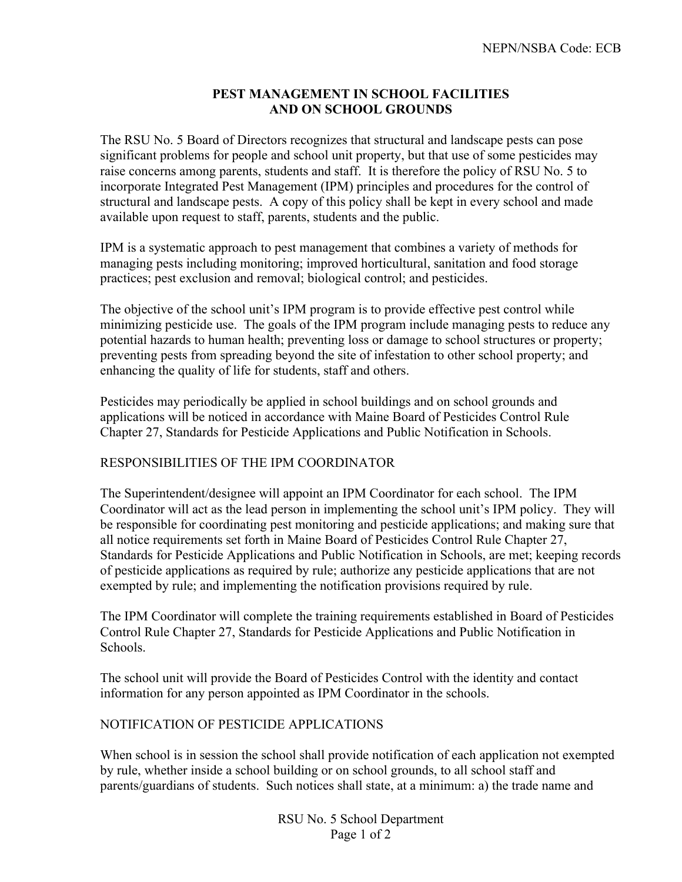NEPN/NSBA Code: ECB

# PEST MANAGEMENT IN SCHOOL FACILITIES AND ON SCHOOL GROUNDS

The RSU No. 5 Board of Directors recognizes that structural and landscape pests can pose significant problems for people and school unit property, but that use of some pesticides may raise concerns among parents, students and staff. It is therefore the policy of RSU No. 5 to incorporate Integrated Pest Management (IPM) principles and procedures for the control of structural and landscape pests. A copy of this policy shall be kept in every school and made available upon request to staff, parents, students and the public.

IPM is a systematic approach to pest management that combines a variety of methods for managing pests including monitoring; improved horticultural, sanitation and food storage practices; pest exclusion and removal; biological control; and pesticides.

The objective of the school unit's IPM program is to provide effective pest control while minimizing pesticide use. The goals of the IPM program include managing pests to reduce any potential hazards to human health; preventing loss or damage to school structures or property; preventing pests from spreading beyond the site of infestation to other school property; and enhancing the quality of life for students, staff and others.

Pesticides may periodically be applied in school buildings and on school grounds and applications will be noticed in accordance with Maine Board of Pesticides Control Rule Chapter 27, Standards for Pesticide Applications and Public Notification in Schools.

## RESPONSIBILITIES OF THE IPM COORDINATOR

The Superintendent/designee will appoint an IPM Coordinator for each school. The IPM Coordinator will act as the lead person in implementing the school unit's IPM policy. They will be responsible for coordinating pest monitoring and pesticide applications; and making sure that all notice requirements set forth in Maine Board of Pesticides Control Rule Chapter 27, Standards for Pesticide Applications and Public Notification in Schools, are met; keeping records of pesticide applications as required by rule; authorize any pesticide applications that are not exempted by rule; and implementing the notification provisions required by rule.

The IPM Coordinator will complete the training requirements established in Board of Pesticides Control Rule Chapter 27, Standards for Pesticide Applications and Public Notification in Schools.

The school unit will provide the Board of Pesticides Control with the identity and contact information for any person appointed as IPM Coordinator in the schools.

## NOTIFICATION OF PESTICIDE APPLICATIONS

When school is in session the school shall provide notification of each application not exempted by rule, whether inside a school building or on school grounds, to all school staff and parents/guardians of students. Such notices shall state, at a minimum: a) the trade name and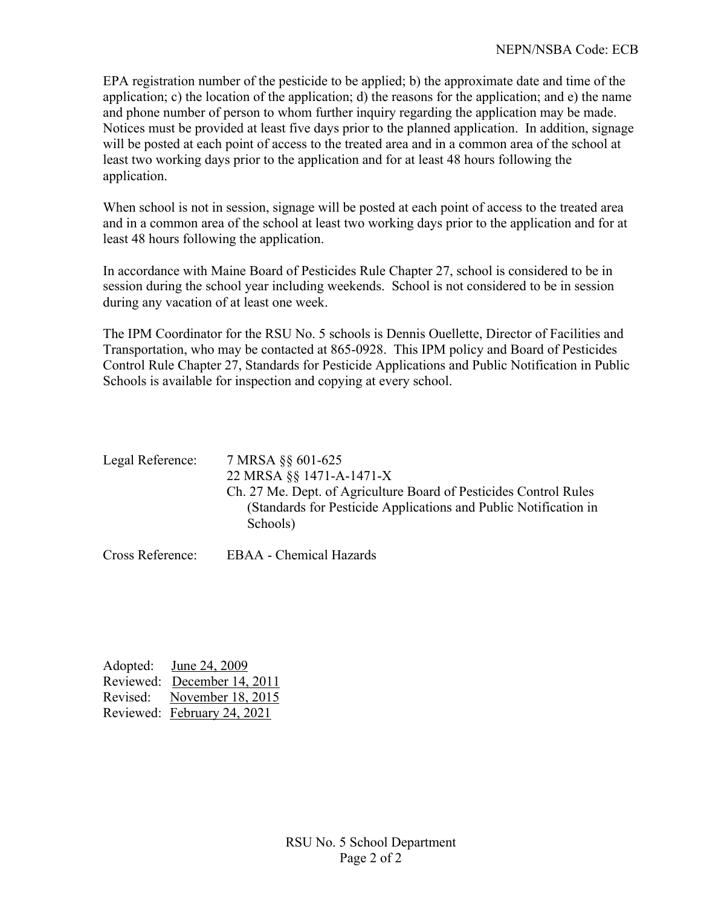EPA registration number of the pesticide to be applied; b) the approximate date and time of the application; c) the location of the application; d) the reasons for the application; and e) the name and phone number of person to whom further inquiry regarding the application may be made. Notices must be provided at least five days prior to the planned application. In addition, signage will be posted at each point of access to the treated area and in a common area of the school at least two working days prior to the application and for at least 48 hours following the application.

When school is not in session, signage will be posted at each point of access to the treated area and in a common area of the school at least two working days prior to the application and for at least 48 hours following the application.

In accordance with Maine Board of Pesticides Rule Chapter 27, school is considered to be in session during the school year including weekends. School is not considered to be in session during any vacation of at least one week.

The IPM Coordinator for the RSU No. 5 schools is Dennis Ouellette, Director of Facilities and Transportation, who may be contacted at 865-0928. This IPM policy and Board of Pesticides Control Rule Chapter 27, Standards for Pesticide Applications and Public Notification in Public Schools is available for inspection and copying at every school.

Legal Reference: 7 MRSA §§ 601-625
22 MRSA §§ 1471-A-1471-X
Ch. 27 Me. Dept. of Agriculture Board of Pesticides Control Rules (Standards for Pesticide Applications and Public Notification in Schools)

Cross Reference: EBAA - Chemical Hazards

Adopted: June 24, 2009
Reviewed: December 14, 2011
Revised: November 18, 2015
Reviewed: February 24, 2021